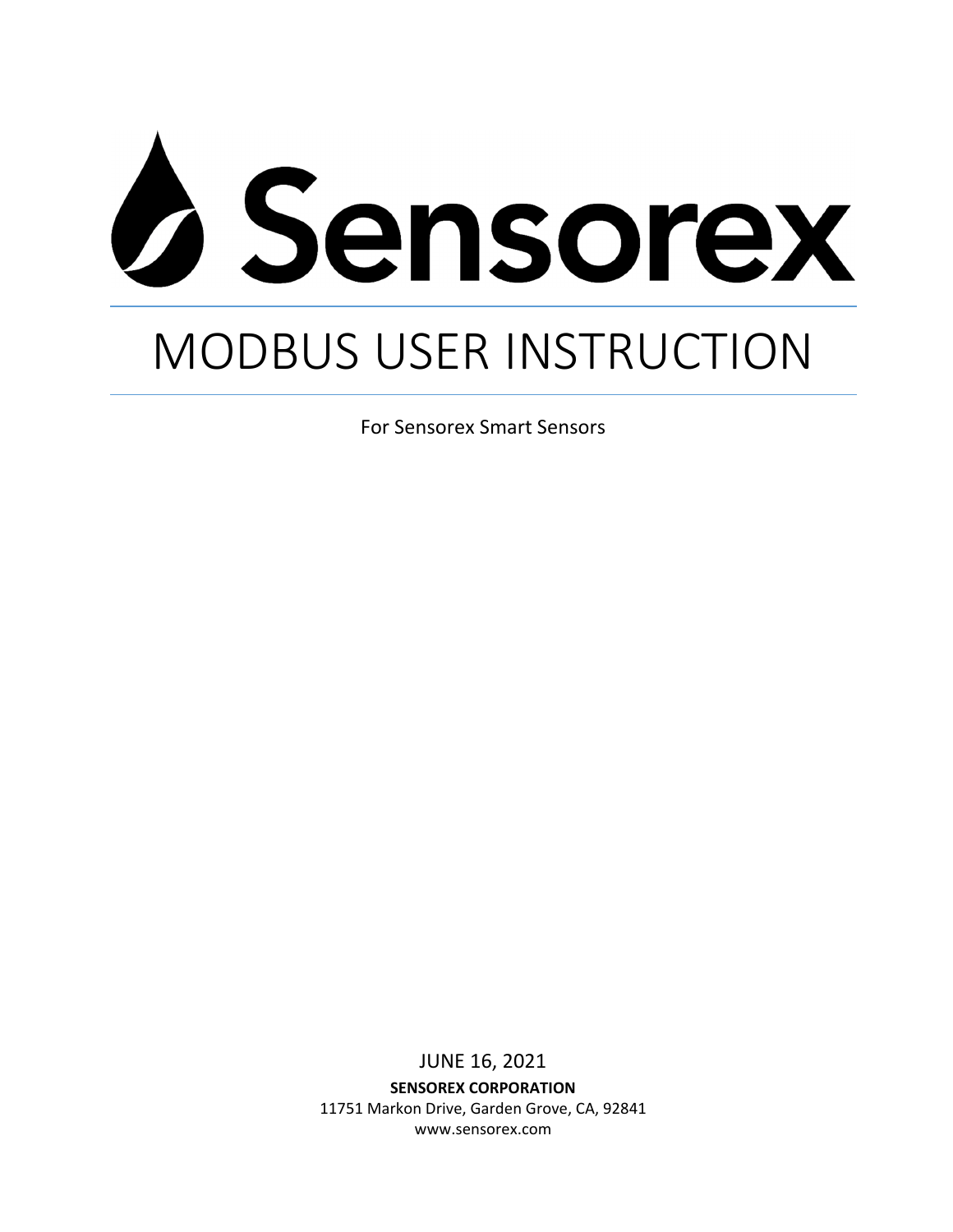# Sensorex

# MODBUS USER INSTRUCTION

For Sensorex Smart Sensors

JUNE 16, 2021

**SENSOREX CORPORATION**

11751 Markon Drive, Garden Grove, CA, 92841

www.sensorex.com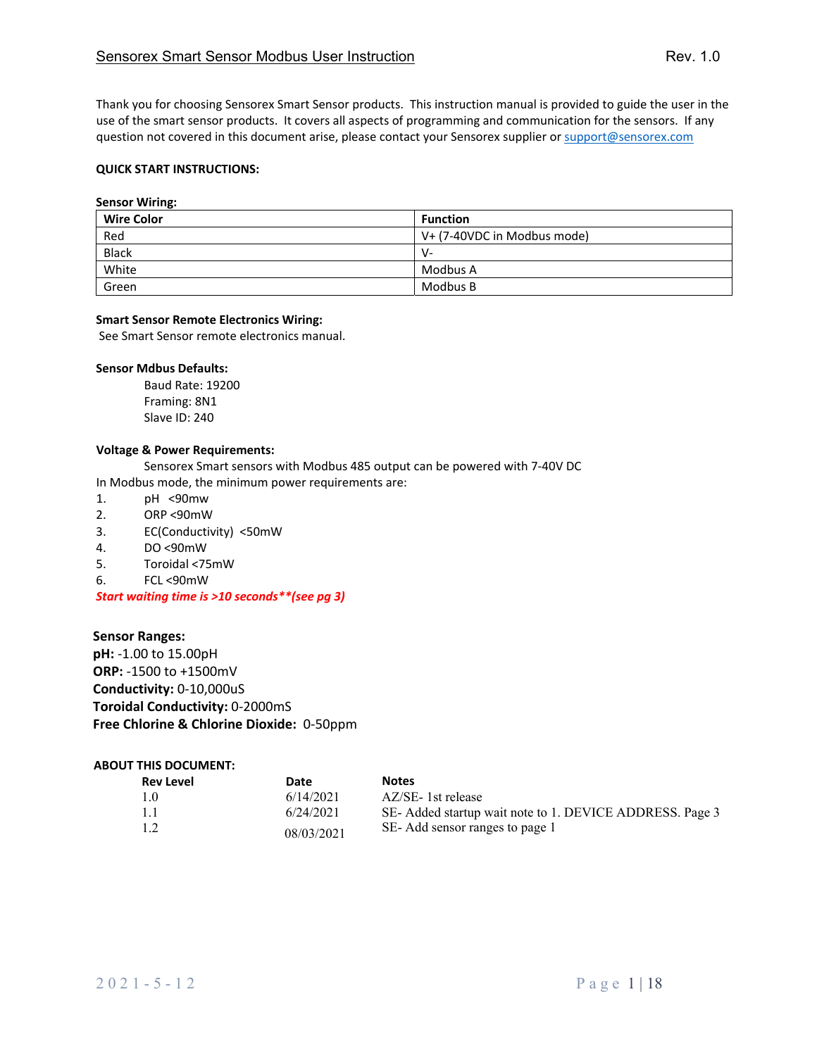Thank you for choosing Sensorex Smart Sensor products. This instruction manual is provided to guide the user in the use of the smart sensor products. It covers all aspects of programming and communication for the sensors. If any question not covered in this document arise, please contact your Sensorex supplier or support@sensorex.com

**QUICK START INSTRUCTIONS:**

**Sensor Wiring:**

| Wire Color | Function |
|---|---|
| Red | V+ (7-40VDC in Modbus mode) |
| Black | V- |
| White | Modbus A |
| Green | Modbus B |

**Smart Sensor Remote Electronics Wiring:**

See Smart Sensor remote electronics manual.

**Sensor Mdbus Defaults:**

Baud Rate: 19200
Framing: 8N1
Slave ID: 240

**Voltage & Power Requirements:**

Sensorex Smart sensors with Modbus 485 output can be powered with 7-40V DC

In Modbus mode, the minimum power requirements are:

1. pH <90mw
2. ORP <90mW
3. EC(Conductivity) <50mW
4. DO <90mW
5. Toroidal <75mW
6. FCL <90mW

***Start waiting time is >10 seconds**(see pg 3)***

**Sensor Ranges:**

**pH:** -1.00 to 15.00pH
**ORP:** -1500 to +1500mV
**Conductivity:** 0-10,000uS
**Toroidal Conductivity:** 0-2000mS
**Free Chlorine & Chlorine Dioxide:** 0-50ppm

**ABOUT THIS DOCUMENT:**

| Rev Level | Date | Notes |
|---|---|---|
| 1.0 | 6/14/2021 | AZ/SE- 1st release |
| 1.1 | 6/24/2021 | SE- Added startup wait note to 1. DEVICE ADDRESS. Page 3 |
| 1.2 | 08/03/2021 | SE- Add sensor ranges to page 1 |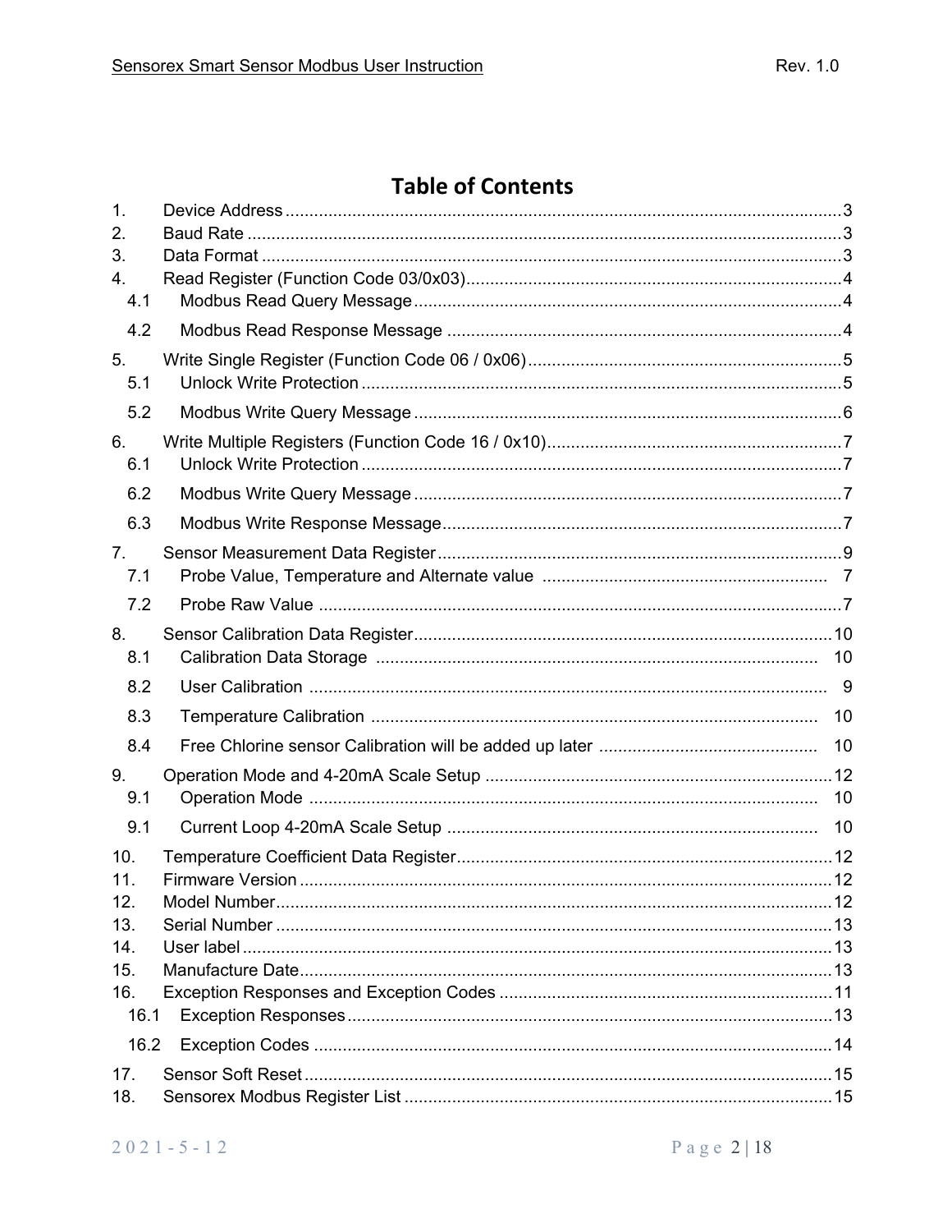# Table of Contents

1. Device Address .......... 3
2. Baud Rate .......... 3
3. Data Format .......... 3
4. Read Register (Function Code 03/0x03) .......... 4
   - 4.1 Modbus Read Query Message .......... 4
   - 4.2 Modbus Read Response Message .......... 4
5. Write Single Register (Function Code 06 / 0x06) .......... 5
   - 5.1 Unlock Write Protection .......... 5
   - 5.2 Modbus Write Query Message .......... 6
6. Write Multiple Registers (Function Code 16 / 0x10) .......... 7
   - 6.1 Unlock Write Protection .......... 7
   - 6.2 Modbus Write Query Message .......... 7
   - 6.3 Modbus Write Response Message .......... 7
7. Sensor Measurement Data Register .......... 9
   - 7.1 Probe Value, Temperature and Alternate value .......... 7
   - 7.2 Probe Raw Value .......... 7
8. Sensor Calibration Data Register .......... 10
   - 8.1 Calibration Data Storage .......... 10
   - 8.2 User Calibration .......... 9
   - 8.3 Temperature Calibration .......... 10
   - 8.4 Free Chlorine sensor Calibration will be added up later .......... 10
9. Operation Mode and 4-20mA Scale Setup .......... 12
   - 9.1 Operation Mode .......... 10
   - 9.1 Current Loop 4-20mA Scale Setup .......... 10
10. Temperature Coefficient Data Register .......... 12
11. Firmware Version .......... 12
12. Model Number .......... 12
13. Serial Number .......... 13
14. User label .......... 13
15. Manufacture Date .......... 13
16. Exception Responses and Exception Codes .......... 11
    - 16.1 Exception Responses .......... 13
    - 16.2 Exception Codes .......... 14
17. Sensor Soft Reset .......... 15
18. Sensorex Modbus Register List .......... 15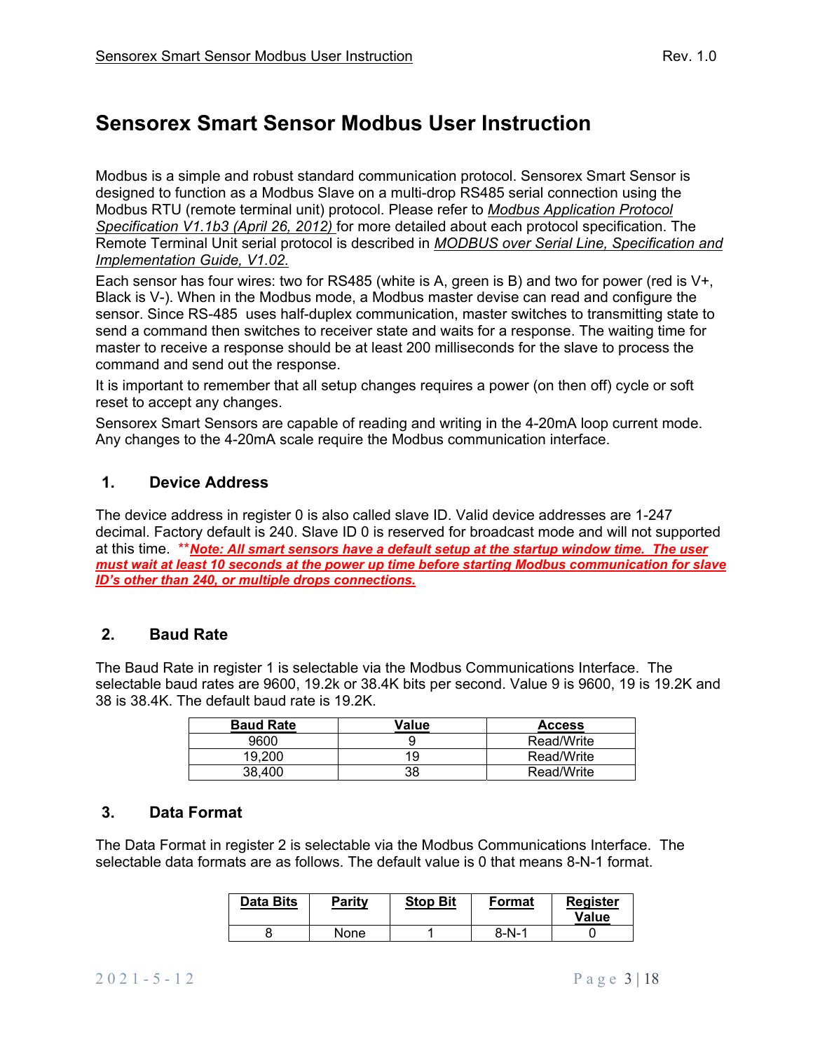# Sensorex Smart Sensor Modbus User Instruction

Modbus is a simple and robust standard communication protocol. Sensorex Smart Sensor is designed to function as a Modbus Slave on a multi-drop RS485 serial connection using the Modbus RTU (remote terminal unit) protocol. Please refer to *Modbus Application Protocol Specification V1.1b3 (April 26, 2012)* for more detailed about each protocol specification. The Remote Terminal Unit serial protocol is described in *MODBUS over Serial Line, Specification and Implementation Guide, V1.02.*

Each sensor has four wires: two for RS485 (white is A, green is B) and two for power (red is V+, Black is V-). When in the Modbus mode, a Modbus master devise can read and configure the sensor. Since RS-485 uses half-duplex communication, master switches to transmitting state to send a command then switches to receiver state and waits for a response. The waiting time for master to receive a response should be at least 200 milliseconds for the slave to process the command and send out the response.

It is important to remember that all setup changes requires a power (on then off) cycle or soft reset to accept any changes.

Sensorex Smart Sensors are capable of reading and writing in the 4-20mA loop current mode. Any changes to the 4-20mA scale require the Modbus communication interface.

## 1. Device Address

The device address in register 0 is also called slave ID. Valid device addresses are 1-247 decimal. Factory default is 240. Slave ID 0 is reserved for broadcast mode and will not supported at this time. ***Note: All smart sensors have a default setup at the startup window time. The user must wait at least 10 seconds at the power up time before starting Modbus communication for slave ID's other than 240, or multiple drops connections.***

## 2. Baud Rate

The Baud Rate in register 1 is selectable via the Modbus Communications Interface. The selectable baud rates are 9600, 19.2k or 38.4K bits per second. Value 9 is 9600, 19 is 19.2K and 38 is 38.4K. The default baud rate is 19.2K.

| Baud Rate | Value | Access |
|---|---|---|
| 9600 | 9 | Read/Write |
| 19,200 | 19 | Read/Write |
| 38,400 | 38 | Read/Write |

## 3. Data Format

The Data Format in register 2 is selectable via the Modbus Communications Interface. The selectable data formats are as follows. The default value is 0 that means 8-N-1 format.

| Data Bits | Parity | Stop Bit | Format | Register Value |
|---|---|---|---|---|
| 8 | None | 1 | 8-N-1 | 0 |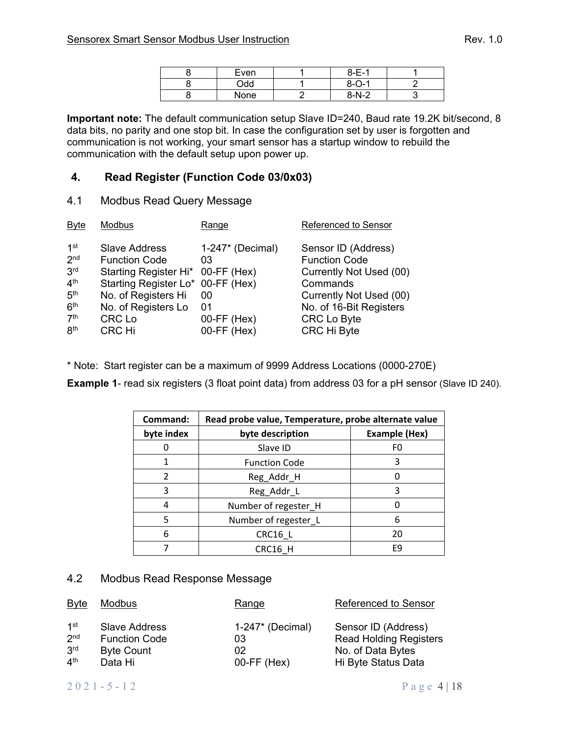| 8 | Even | 1 | 8-E-1 | 1 |
|---|---|---|---|---|
| 8 | Odd | 1 | 8-O-1 | 2 |
| 8 | None | 2 | 8-N-2 | 3 |

**Important note:** The default communication setup Slave ID=240, Baud rate 19.2K bit/second, 8 data bits, no parity and one stop bit. In case the configuration set by user is forgotten and communication is not working, your smart sensor has a startup window to rebuild the communication with the default setup upon power up.

## 4. Read Register (Function Code 03/0x03)

### 4.1 Modbus Read Query Message

| Byte | Modbus | Range | Referenced to Sensor |
|---|---|---|---|
| 1st | Slave Address | 1-247* (Decimal) | Sensor ID (Address) |
| 2nd | Function Code | 03 | Function Code |
| 3rd | Starting Register Hi* | 00-FF (Hex) | Currently Not Used (00) |
| 4th | Starting Register Lo* | 00-FF (Hex) | Commands |
| 5th | No. of Registers Hi | 00 | Currently Not Used (00) |
| 6th | No. of Registers Lo | 01 | No. of 16-Bit Registers |
| 7th | CRC Lo | 00-FF (Hex) | CRC Lo Byte |
| 8th | CRC Hi | 00-FF (Hex) | CRC Hi Byte |

* Note: Start register can be a maximum of 9999 Address Locations (0000-270E)

**Example 1**- read six registers (3 float point data) from address 03 for a pH sensor (Slave ID 240).

| Command: | Read probe value, Temperature, probe alternate value | |
|---|---|---|
| **byte index** | **byte description** | **Example (Hex)** |
| 0 | Slave ID | F0 |
| 1 | Function Code | 3 |
| 2 | Reg_Addr_H | 0 |
| 3 | Reg_Addr_L | 3 |
| 4 | Number of regester_H | 0 |
| 5 | Number of regester_L | 6 |
| 6 | CRC16_L | 20 |
| 7 | CRC16_H | E9 |

### 4.2 Modbus Read Response Message

| Byte | Modbus | Range | Referenced to Sensor |
|---|---|---|---|
| 1st | Slave Address | 1-247* (Decimal) | Sensor ID (Address) |
| 2nd | Function Code | 03 | Read Holding Registers |
| 3rd | Byte Count | 02 | No. of Data Bytes |
| 4th | Data Hi | 00-FF (Hex) | Hi Byte Status Data |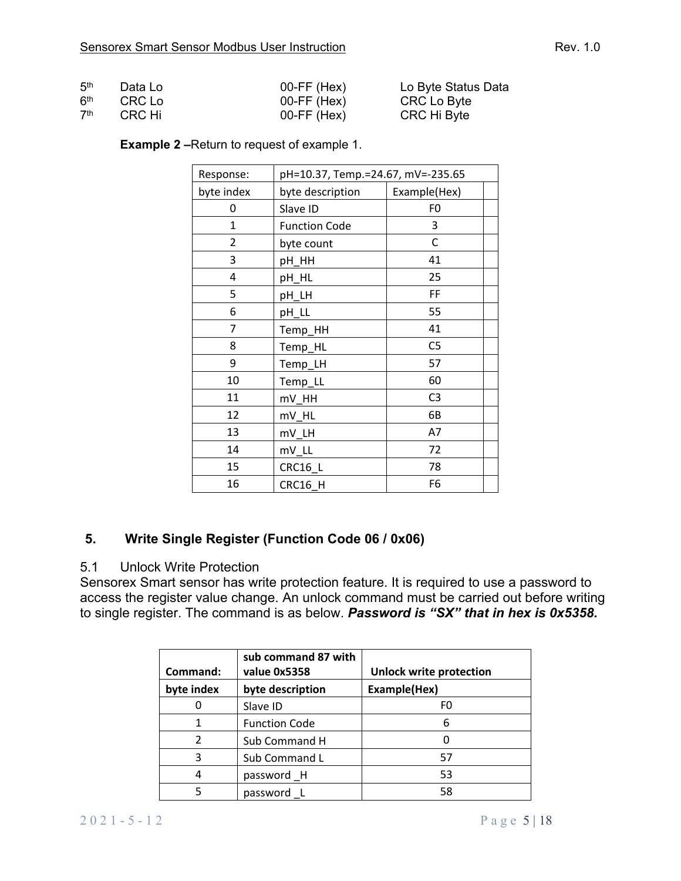| | | | |
|---|---|---|---|
| 5th | Data Lo | 00-FF (Hex) | Lo Byte Status Data |
| 6th | CRC Lo | 00-FF (Hex) | CRC Lo Byte |
| 7th | CRC Hi | 00-FF (Hex) | CRC Hi Byte |

**Example 2 –**Return to request of example 1.

| Response: | pH=10.37, Temp.=24.67, mV=-235.65 | | |
|---|---|---|---|
| byte index | byte description | Example(Hex) | |
| 0 | Slave ID | F0 | |
| 1 | Function Code | 3 | |
| 2 | byte count | C | |
| 3 | pH_HH | 41 | |
| 4 | pH_HL | 25 | |
| 5 | pH_LH | FF | |
| 6 | pH_LL | 55 | |
| 7 | Temp_HH | 41 | |
| 8 | Temp_HL | C5 | |
| 9 | Temp_LH | 57 | |
| 10 | Temp_LL | 60 | |
| 11 | mV_HH | C3 | |
| 12 | mV_HL | 6B | |
| 13 | mV_LH | A7 | |
| 14 | mV_LL | 72 | |
| 15 | CRC16_L | 78 | |
| 16 | CRC16_H | F6 | |

## 5. Write Single Register (Function Code 06 / 0x06)

### 5.1 Unlock Write Protection

Sensorex Smart sensor has write protection feature. It is required to use a password to access the register value change. An unlock command must be carried out before writing to single register. The command is as below. ***Password is "SX" that in hex is 0x5358.***

| **Command:** | **sub command 87 with value 0x5358** | **Unlock write protection** |
|---|---|---|
| **byte index** | **byte description** | **Example(Hex)** |
| 0 | Slave ID | F0 |
| 1 | Function Code | 6 |
| 2 | Sub Command H | 0 |
| 3 | Sub Command L | 57 |
| 4 | password _H | 53 |
| 5 | password _L | 58 |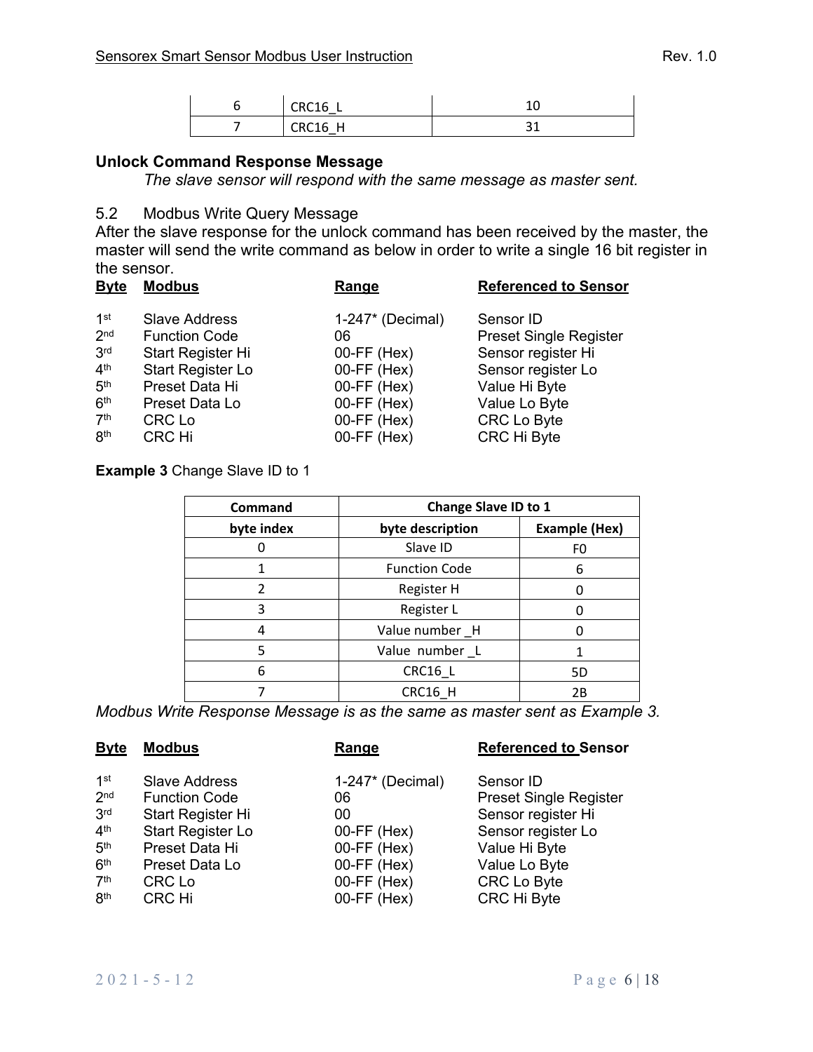| 6 | CRC16_L | 10 |
|---|---|---|
| 7 | CRC16_H | 31 |

### Unlock Command Response Message

*The slave sensor will respond with the same message as master sent.*

## 5.2 Modbus Write Query Message

After the slave response for the unlock command has been received by the master, the master will send the write command as below in order to write a single 16 bit register in the sensor.

| Byte | Modbus | Range | Referenced to Sensor |
|---|---|---|---|
| 1st | Slave Address | 1-247* (Decimal) | Sensor ID |
| 2nd | Function Code | 06 | Preset Single Register |
| 3rd | Start Register Hi | 00-FF (Hex) | Sensor register Hi |
| 4th | Start Register Lo | 00-FF (Hex) | Sensor register Lo |
| 5th | Preset Data Hi | 00-FF (Hex) | Value Hi Byte |
| 6th | Preset Data Lo | 00-FF (Hex) | Value Lo Byte |
| 7th | CRC Lo | 00-FF (Hex) | CRC Lo Byte |
| 8th | CRC Hi | 00-FF (Hex) | CRC Hi Byte |

**Example 3** Change Slave ID to 1

| Command | Change Slave ID to 1 | |
|---|---|---|
| byte index | byte description | Example (Hex) |
| 0 | Slave ID | F0 |
| 1 | Function Code | 6 |
| 2 | Register H | 0 |
| 3 | Register L | 0 |
| 4 | Value number _H | 0 |
| 5 | Value number _L | 1 |
| 6 | CRC16_L | 5D |
| 7 | CRC16_H | 2B |

*Modbus Write Response Message is as the same as master sent as Example 3.*

| Byte | Modbus | Range | Referenced to Sensor |
|---|---|---|---|
| 1st | Slave Address | 1-247* (Decimal) | Sensor ID |
| 2nd | Function Code | 06 | Preset Single Register |
| 3rd | Start Register Hi | 00 | Sensor register Hi |
| 4th | Start Register Lo | 00-FF (Hex) | Sensor register Lo |
| 5th | Preset Data Hi | 00-FF (Hex) | Value Hi Byte |
| 6th | Preset Data Lo | 00-FF (Hex) | Value Lo Byte |
| 7th | CRC Lo | 00-FF (Hex) | CRC Lo Byte |
| 8th | CRC Hi | 00-FF (Hex) | CRC Hi Byte |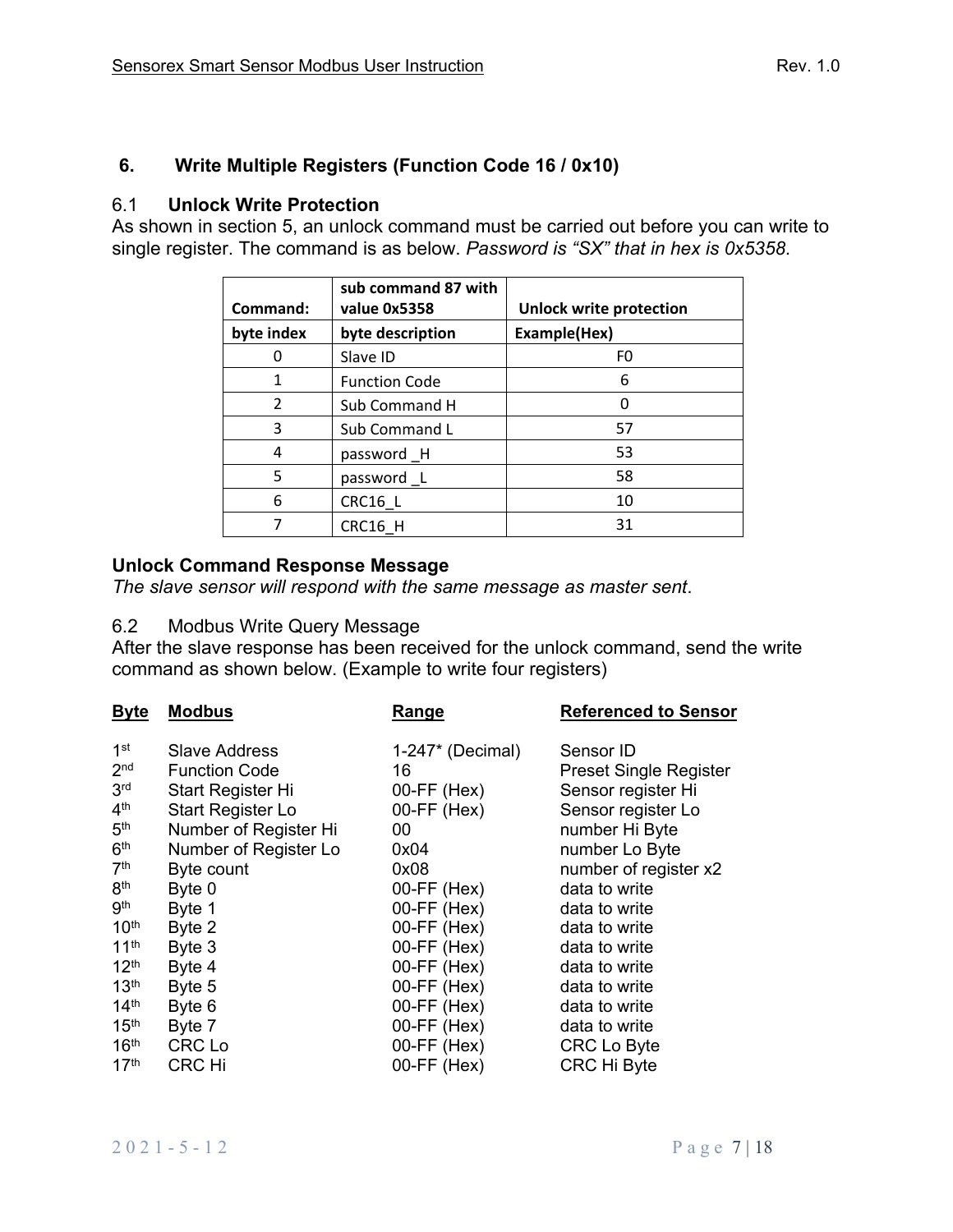## 6. Write Multiple Registers (Function Code 16 / 0x10)

### 6.1 **Unlock Write Protection**

As shown in section 5, an unlock command must be carried out before you can write to single register. The command is as below. *Password is "SX" that in hex is 0x5358*.

| Command: | sub command 87 with value 0x5358 | Unlock write protection |
|---|---|---|
| **byte index** | **byte description** | **Example(Hex)** |
| 0 | Slave ID | F0 |
| 1 | Function Code | 6 |
| 2 | Sub Command H | 0 |
| 3 | Sub Command L | 57 |
| 4 | password _H | 53 |
| 5 | password _L | 58 |
| 6 | CRC16_L | 10 |
| 7 | CRC16_H | 31 |

**Unlock Command Response Message**

*The slave sensor will respond with the same message as master sent*.

### 6.2 Modbus Write Query Message

After the slave response has been received for the unlock command, send the write command as shown below. (Example to write four registers)

| Byte | Modbus | Range | Referenced to Sensor |
|---|---|---|---|
| 1st | Slave Address | 1-247* (Decimal) | Sensor ID |
| 2nd | Function Code | 16 | Preset Single Register |
| 3rd | Start Register Hi | 00-FF (Hex) | Sensor register Hi |
| 4th | Start Register Lo | 00-FF (Hex) | Sensor register Lo |
| 5th | Number of Register Hi | 00 | number Hi Byte |
| 6th | Number of Register Lo | 0x04 | number Lo Byte |
| 7th | Byte count | 0x08 | number of register x2 |
| 8th | Byte 0 | 00-FF (Hex) | data to write |
| 9th | Byte 1 | 00-FF (Hex) | data to write |
| 10th | Byte 2 | 00-FF (Hex) | data to write |
| 11th | Byte 3 | 00-FF (Hex) | data to write |
| 12th | Byte 4 | 00-FF (Hex) | data to write |
| 13th | Byte 5 | 00-FF (Hex) | data to write |
| 14th | Byte 6 | 00-FF (Hex) | data to write |
| 15th | Byte 7 | 00-FF (Hex) | data to write |
| 16th | CRC Lo | 00-FF (Hex) | CRC Lo Byte |
| 17th | CRC Hi | 00-FF (Hex) | CRC Hi Byte |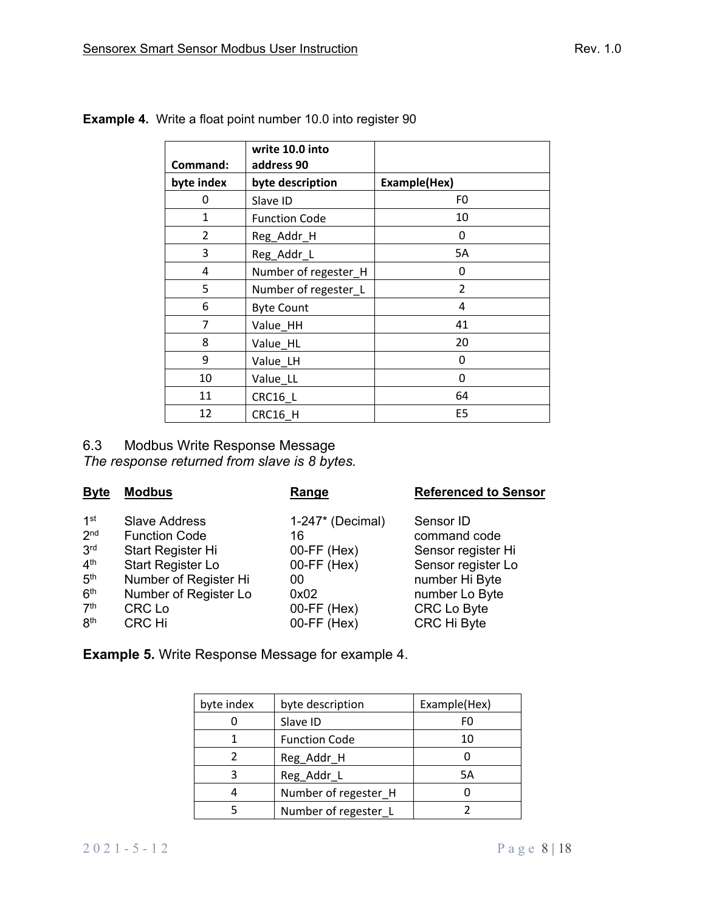**Example 4.** Write a float point number 10.0 into register 90

| Command: | write 10.0 into address 90 | |
|---|---|---|
| **byte index** | **byte description** | **Example(Hex)** |
| 0 | Slave ID | F0 |
| 1 | Function Code | 10 |
| 2 | Reg_Addr_H | 0 |
| 3 | Reg_Addr_L | 5A |
| 4 | Number of regester_H | 0 |
| 5 | Number of regester_L | 2 |
| 6 | Byte Count | 4 |
| 7 | Value_HH | 41 |
| 8 | Value_HL | 20 |
| 9 | Value_LH | 0 |
| 10 | Value_LL | 0 |
| 11 | CRC16_L | 64 |
| 12 | CRC16_H | E5 |

## 6.3 Modbus Write Response Message

*The response returned from slave is 8 bytes.*

| Byte | Modbus | Range | Referenced to Sensor |
|---|---|---|---|
| 1st | Slave Address | 1-247* (Decimal) | Sensor ID |
| 2nd | Function Code | 16 | command code |
| 3rd | Start Register Hi | 00-FF (Hex) | Sensor register Hi |
| 4th | Start Register Lo | 00-FF (Hex) | Sensor register Lo |
| 5th | Number of Register Hi | 00 | number Hi Byte |
| 6th | Number of Register Lo | 0x02 | number Lo Byte |
| 7th | CRC Lo | 00-FF (Hex) | CRC Lo Byte |
| 8th | CRC Hi | 00-FF (Hex) | CRC Hi Byte |

**Example 5.** Write Response Message for example 4.

| byte index | byte description | Example(Hex) |
|---|---|---|
| 0 | Slave ID | F0 |
| 1 | Function Code | 10 |
| 2 | Reg_Addr_H | 0 |
| 3 | Reg_Addr_L | 5A |
| 4 | Number of regester_H | 0 |
| 5 | Number of regester_L | 2 |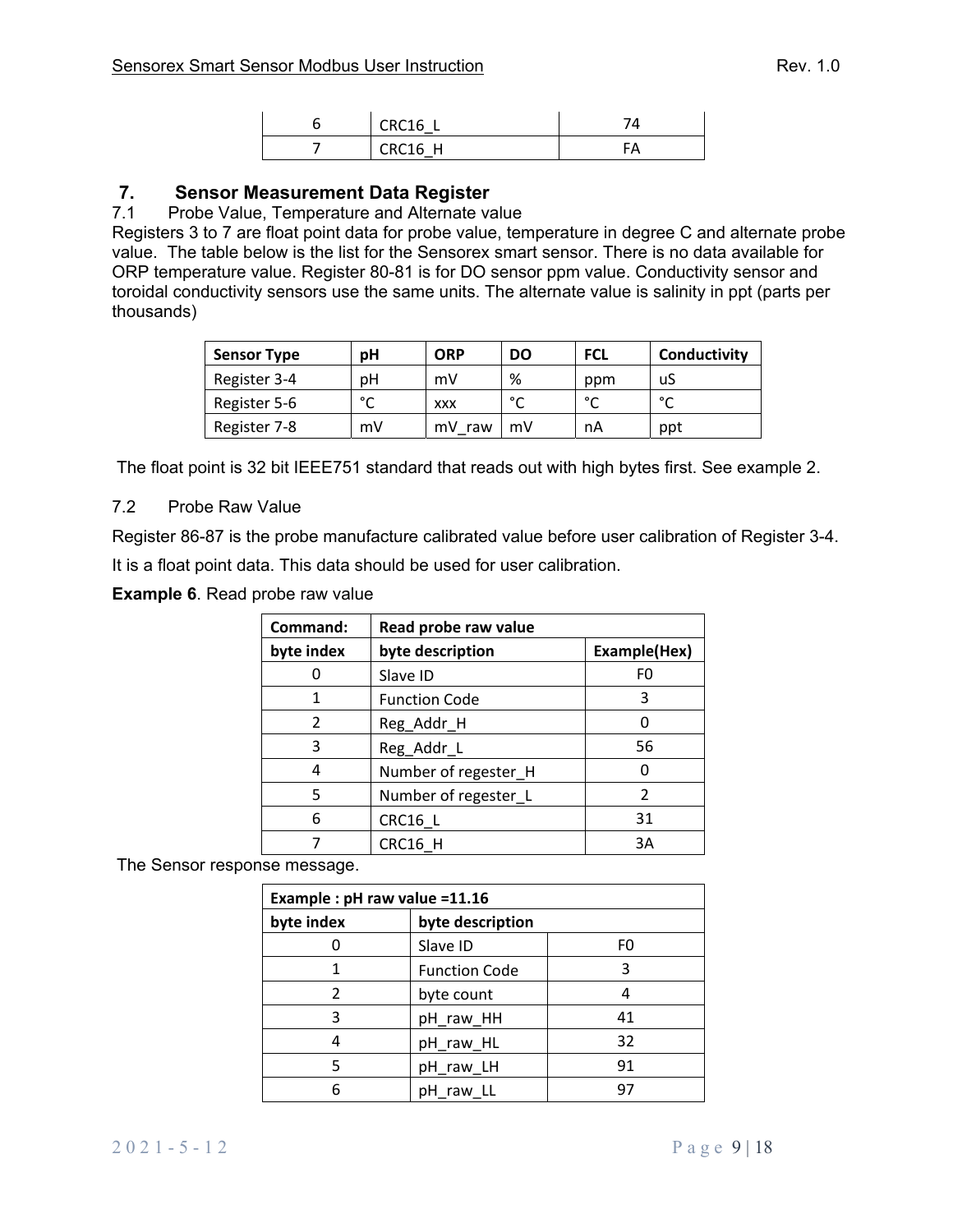| 6 | CRC16_L | 74 |
|---|---|---|
| 7 | CRC16_H | FA |

## 7. Sensor Measurement Data Register

### 7.1 Probe Value, Temperature and Alternate value

Registers 3 to 7 are float point data for probe value, temperature in degree C and alternate probe value. The table below is the list for the Sensorex smart sensor. There is no data available for ORP temperature value. Register 80-81 is for DO sensor ppm value. Conductivity sensor and toroidal conductivity sensors use the same units. The alternate value is salinity in ppt (parts per thousands)

| Sensor Type | pH | ORP | DO | FCL | Conductivity |
|---|---|---|---|---|---|
| Register 3-4 | pH | mV | % | ppm | uS |
| Register 5-6 | °C | xxx | °C | °C | °C |
| Register 7-8 | mV | mV_raw | mV | nA | ppt |

The float point is 32 bit IEEE751 standard that reads out with high bytes first. See example 2.

### 7.2 Probe Raw Value

Register 86-87 is the probe manufacture calibrated value before user calibration of Register 3-4.

It is a float point data. This data should be used for user calibration.

**Example 6**. Read probe raw value

| Command: | Read probe raw value | |
|---|---|---|
| byte index | byte description | Example(Hex) |
| 0 | Slave ID | F0 |
| 1 | Function Code | 3 |
| 2 | Reg_Addr_H | 0 |
| 3 | Reg_Addr_L | 56 |
| 4 | Number of regester_H | 0 |
| 5 | Number of regester_L | 2 |
| 6 | CRC16_L | 31 |
| 7 | CRC16_H | 3A |

The Sensor response message.

| Example : pH raw value =11.16 | | |
|---|---|---|
| byte index | byte description | |
| 0 | Slave ID | F0 |
| 1 | Function Code | 3 |
| 2 | byte count | 4 |
| 3 | pH_raw_HH | 41 |
| 4 | pH_raw_HL | 32 |
| 5 | pH_raw_LH | 91 |
| 6 | pH_raw_LL | 97 |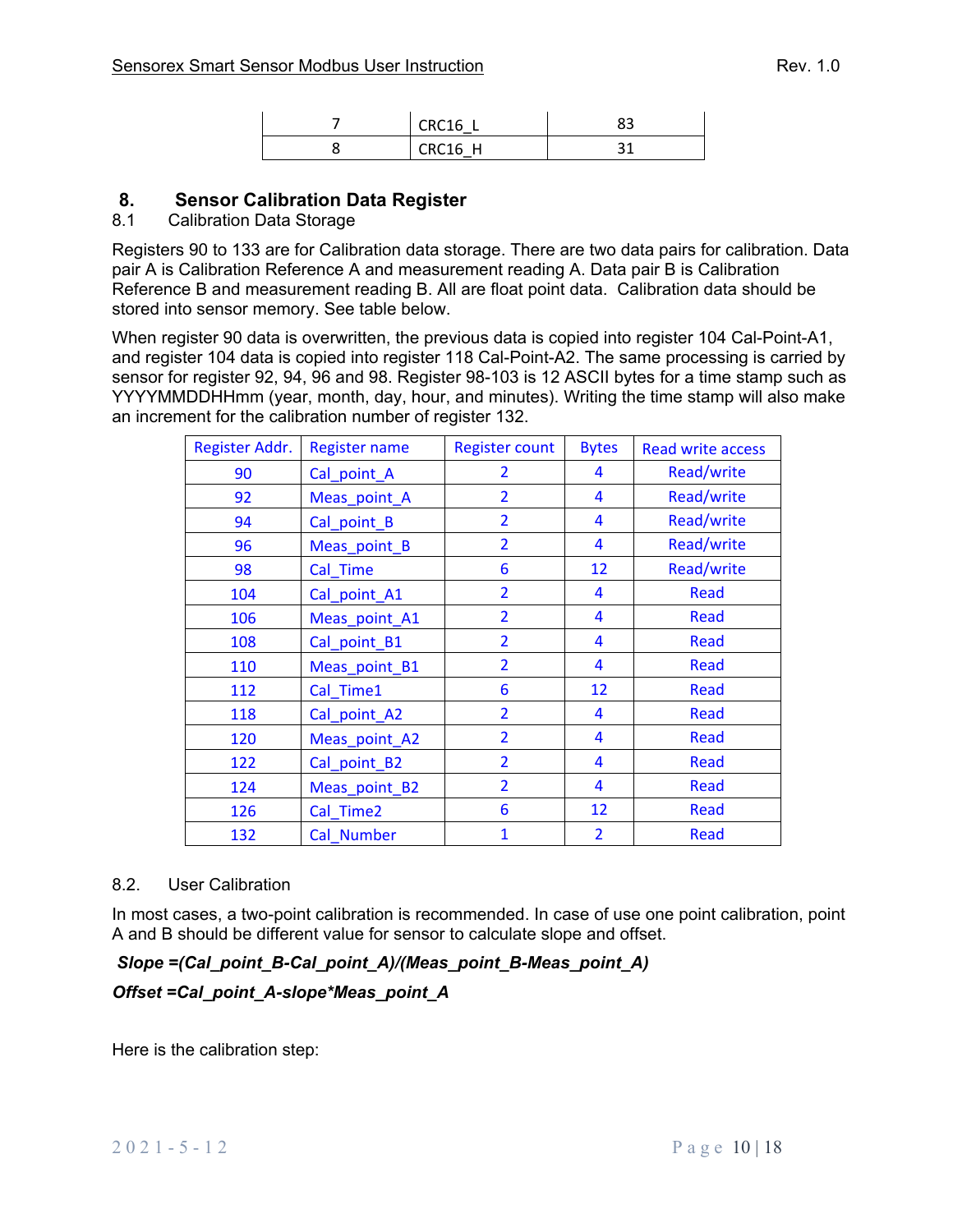| 7 | CRC16_L | 83 |
|---|---|---|
| 8 | CRC16_H | 31 |

# 8. Sensor Calibration Data Register

## 8.1 Calibration Data Storage

Registers 90 to 133 are for Calibration data storage. There are two data pairs for calibration. Data pair A is Calibration Reference A and measurement reading A. Data pair B is Calibration Reference B and measurement reading B. All are float point data. Calibration data should be stored into sensor memory. See table below.

When register 90 data is overwritten, the previous data is copied into register 104 Cal-Point-A1, and register 104 data is copied into register 118 Cal-Point-A2. The same processing is carried by sensor for register 92, 94, 96 and 98. Register 98-103 is 12 ASCII bytes for a time stamp such as YYYYMMDDHHmm (year, month, day, hour, and minutes). Writing the time stamp will also make an increment for the calibration number of register 132.

| Register Addr. | Register name | Register count | Bytes | Read write access |
|---|---|---|---|---|
| 90 | Cal_point_A | 2 | 4 | Read/write |
| 92 | Meas_point_A | 2 | 4 | Read/write |
| 94 | Cal_point_B | 2 | 4 | Read/write |
| 96 | Meas_point_B | 2 | 4 | Read/write |
| 98 | Cal_Time | 6 | 12 | Read/write |
| 104 | Cal_point_A1 | 2 | 4 | Read |
| 106 | Meas_point_A1 | 2 | 4 | Read |
| 108 | Cal_point_B1 | 2 | 4 | Read |
| 110 | Meas_point_B1 | 2 | 4 | Read |
| 112 | Cal_Time1 | 6 | 12 | Read |
| 118 | Cal_point_A2 | 2 | 4 | Read |
| 120 | Meas_point_A2 | 2 | 4 | Read |
| 122 | Cal_point_B2 | 2 | 4 | Read |
| 124 | Meas_point_B2 | 2 | 4 | Read |
| 126 | Cal_Time2 | 6 | 12 | Read |
| 132 | Cal_Number | 1 | 2 | Read |

## 8.2. User Calibration

In most cases, a two-point calibration is recommended. In case of use one point calibration, point A and B should be different value for sensor to calculate slope and offset.

***Slope =(Cal_point_B-Cal_point_A)/(Meas_point_B-Meas_point_A)***

***Offset =Cal_point_A-slope*Meas_point_A***

Here is the calibration step: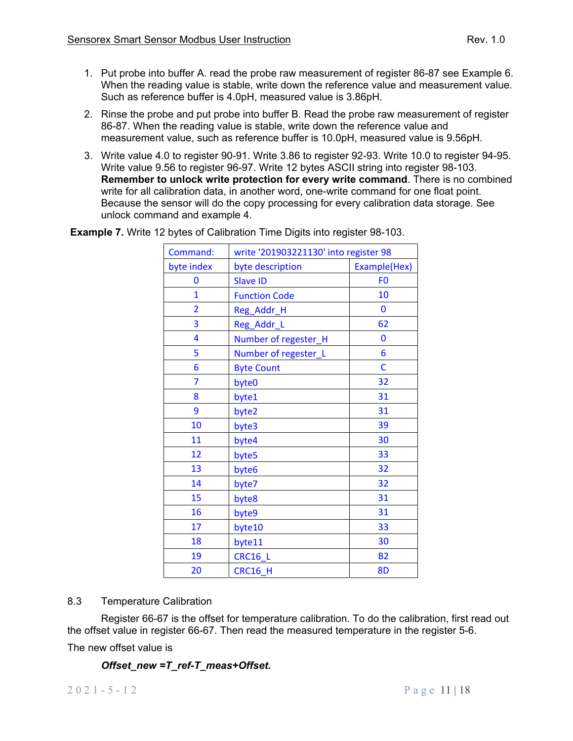1. Put probe into buffer A. read the probe raw measurement of register 86-87 see Example 6. When the reading value is stable, write down the reference value and measurement value. Such as reference buffer is 4.0pH, measured value is 3.86pH.
2. Rinse the probe and put probe into buffer B. Read the probe raw measurement of register 86-87. When the reading value is stable, write down the reference value and measurement value, such as reference buffer is 10.0pH, measured value is 9.56pH.
3. Write value 4.0 to register 90-91. Write 3.86 to register 92-93. Write 10.0 to register 94-95. Write value 9.56 to register 96-97. Write 12 bytes ASCII string into register 98-103. **Remember to unlock write protection for every write command**. There is no combined write for all calibration data, in another word, one-write command for one float point. Because the sensor will do the copy processing for every calibration data storage. See unlock command and example 4.

**Example 7.** Write 12 bytes of Calibration Time Digits into register 98-103.

| Command: | write '201903221130' into register 98 | |
|---|---|---|
| byte index | byte description | Example(Hex) |
| 0 | Slave ID | F0 |
| 1 | Function Code | 10 |
| 2 | Reg_Addr_H | 0 |
| 3 | Reg_Addr_L | 62 |
| 4 | Number of regester_H | 0 |
| 5 | Number of regester_L | 6 |
| 6 | Byte Count | C |
| 7 | byte0 | 32 |
| 8 | byte1 | 31 |
| 9 | byte2 | 31 |
| 10 | byte3 | 39 |
| 11 | byte4 | 30 |
| 12 | byte5 | 33 |
| 13 | byte6 | 32 |
| 14 | byte7 | 32 |
| 15 | byte8 | 31 |
| 16 | byte9 | 31 |
| 17 | byte10 | 33 |
| 18 | byte11 | 30 |
| 19 | CRC16_L | B2 |
| 20 | CRC16_H | 8D |

## 8.3 Temperature Calibration

Register 66-67 is the offset for temperature calibration. To do the calibration, first read out the offset value in register 66-67. Then read the measured temperature in the register 5-6.

The new offset value is

$$Offset\_new = T\_ref - T\_meas + Offset.$$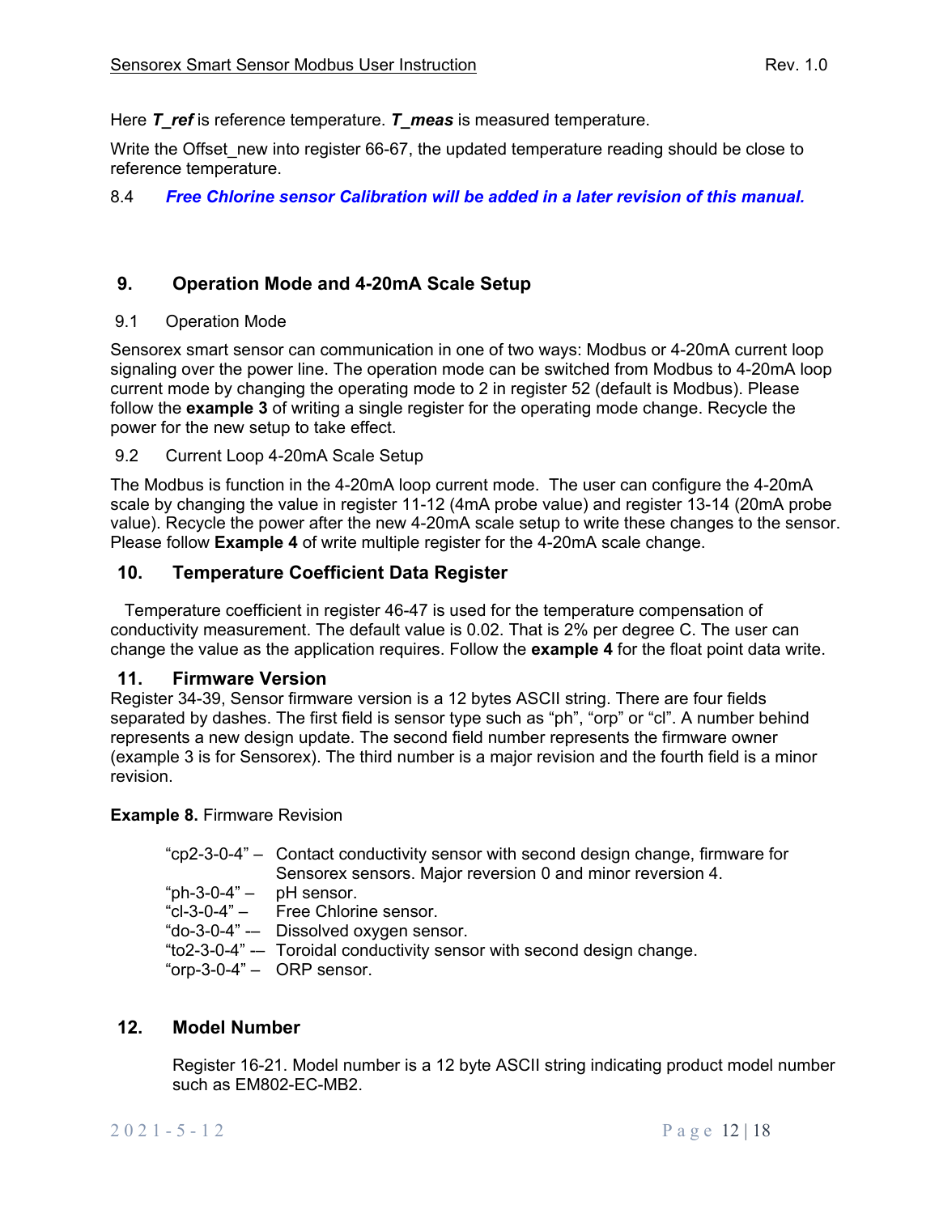Here $T\_ref$ is reference temperature. $T\_meas$ is measured temperature.

Write the Offset_new into register 66-67, the updated temperature reading should be close to reference temperature.

8.4 ***Free Chlorine sensor Calibration will be added in a later revision of this manual.***

## 9. Operation Mode and 4-20mA Scale Setup

### 9.1 Operation Mode

Sensorex smart sensor can communication in one of two ways: Modbus or 4-20mA current loop signaling over the power line. The operation mode can be switched from Modbus to 4-20mA loop current mode by changing the operating mode to 2 in register 52 (default is Modbus). Please follow the **example 3** of writing a single register for the operating mode change. Recycle the power for the new setup to take effect.

### 9.2 Current Loop 4-20mA Scale Setup

The Modbus is function in the 4-20mA loop current mode. The user can configure the 4-20mA scale by changing the value in register 11-12 (4mA probe value) and register 13-14 (20mA probe value). Recycle the power after the new 4-20mA scale setup to write these changes to the sensor. Please follow **Example 4** of write multiple register for the 4-20mA scale change.

## 10. Temperature Coefficient Data Register

Temperature coefficient in register 46-47 is used for the temperature compensation of conductivity measurement. The default value is 0.02. That is 2% per degree C. The user can change the value as the application requires. Follow the **example 4** for the float point data write.

## 11. Firmware Version

Register 34-39, Sensor firmware version is a 12 bytes ASCII string. There are four fields separated by dashes. The first field is sensor type such as "ph", "orp" or "cl". A number behind represents a new design update. The second field number represents the firmware owner (example 3 is for Sensorex). The third number is a major revision and the fourth field is a minor revision.

**Example 8.** Firmware Revision

"cp2-3-0-4" – Contact conductivity sensor with second design change, firmware for Sensorex sensors. Major reversion 0 and minor reversion 4.
"ph-3-0-4" – pH sensor.
"cl-3-0-4" – Free Chlorine sensor.
"do-3-0-4" -– Dissolved oxygen sensor.
"to2-3-0-4" -– Toroidal conductivity sensor with second design change.
"orp-3-0-4" – ORP sensor.

## 12. Model Number

Register 16-21. Model number is a 12 byte ASCII string indicating product model number such as EM802-EC-MB2.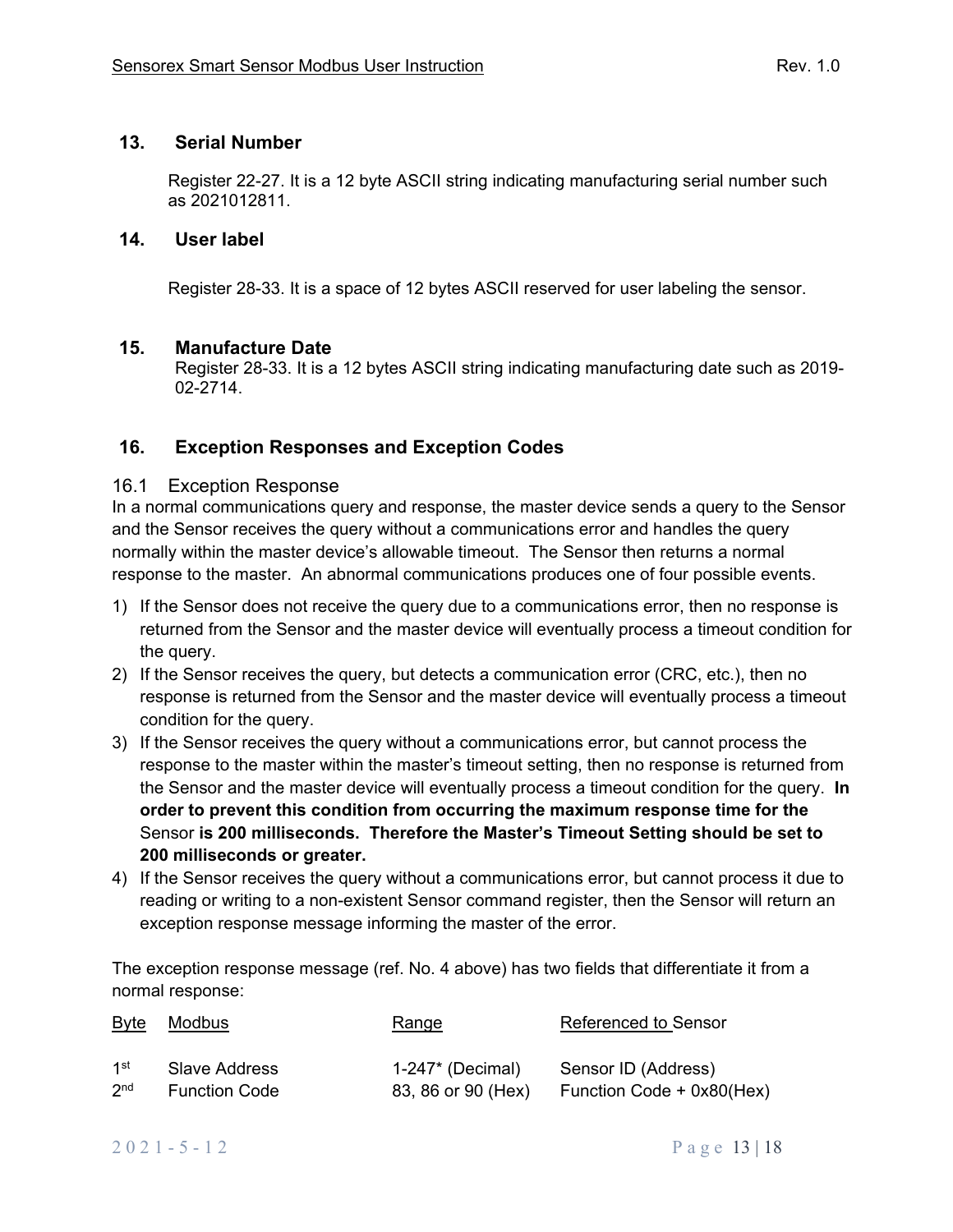## 13. Serial Number

Register 22-27. It is a 12 byte ASCII string indicating manufacturing serial number such as 2021012811.

## 14. User label

Register 28-33. It is a space of 12 bytes ASCII reserved for user labeling the sensor.

## 15. Manufacture Date

Register 28-33. It is a 12 bytes ASCII string indicating manufacturing date such as 2019-02-2714.

## 16. Exception Responses and Exception Codes

### 16.1 Exception Response

In a normal communications query and response, the master device sends a query to the Sensor and the Sensor receives the query without a communications error and handles the query normally within the master device's allowable timeout. The Sensor then returns a normal response to the master. An abnormal communications produces one of four possible events.

1) If the Sensor does not receive the query due to a communications error, then no response is returned from the Sensor and the master device will eventually process a timeout condition for the query.
2) If the Sensor receives the query, but detects a communication error (CRC, etc.), then no response is returned from the Sensor and the master device will eventually process a timeout condition for the query.
3) If the Sensor receives the query without a communications error, but cannot process the response to the master within the master's timeout setting, then no response is returned from the Sensor and the master device will eventually process a timeout condition for the query. **In order to prevent this condition from occurring the maximum response time for the** Sensor **is 200 milliseconds. Therefore the Master's Timeout Setting should be set to 200 milliseconds or greater.**
4) If the Sensor receives the query without a communications error, but cannot process it due to reading or writing to a non-existent Sensor command register, then the Sensor will return an exception response message informing the master of the error.

The exception response message (ref. No. 4 above) has two fields that differentiate it from a normal response:

| Byte | Modbus | Range | Referenced to Sensor |
|---|---|---|---|
| 1st | Slave Address | 1-247* (Decimal) | Sensor ID (Address) |
| 2nd | Function Code | 83, 86 or 90 (Hex) | Function Code + 0x80(Hex) |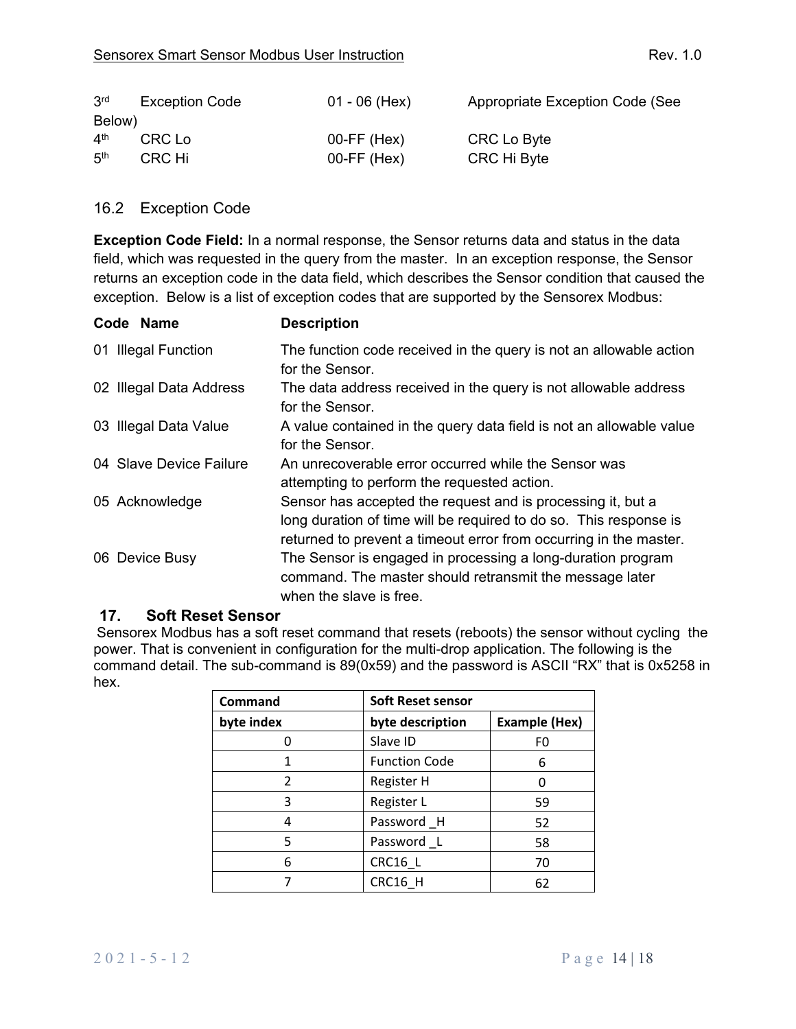| | | | |
|---|---|---|---|
| 3rd | Exception Code | 01 - 06 (Hex) | Appropriate Exception Code (See Below) |
| 4th | CRC Lo | 00-FF (Hex) | CRC Lo Byte |
| 5th | CRC Hi | 00-FF (Hex) | CRC Hi Byte |

### 16.2 Exception Code

**Exception Code Field:** In a normal response, the Sensor returns data and status in the data field, which was requested in the query from the master. In an exception response, the Sensor returns an exception code in the data field, which describes the Sensor condition that caused the exception. Below is a list of exception codes that are supported by the Sensorex Modbus:

| Code | Name | Description |
|---|---|---|
| 01 | Illegal Function | The function code received in the query is not an allowable action for the Sensor. |
| 02 | Illegal Data Address | The data address received in the query is not allowable address for the Sensor. |
| 03 | Illegal Data Value | A value contained in the query data field is not an allowable value for the Sensor. |
| 04 | Slave Device Failure | An unrecoverable error occurred while the Sensor was attempting to perform the requested action. |
| 05 | Acknowledge | Sensor has accepted the request and is processing it, but a long duration of time will be required to do so. This response is returned to prevent a timeout error from occurring in the master. |
| 06 | Device Busy | The Sensor is engaged in processing a long-duration program command. The master should retransmit the message later when the slave is free. |

## 17. Soft Reset Sensor

Sensorex Modbus has a soft reset command that resets (reboots) the sensor without cycling the power. That is convenient in configuration for the multi-drop application. The following is the command detail. The sub-command is 89(0x59) and the password is ASCII "RX" that is 0x5258 in hex.

| Command | Soft Reset sensor | |
|---|---|---|
| byte index | byte description | Example (Hex) |
| 0 | Slave ID | F0 |
| 1 | Function Code | 6 |
| 2 | Register H | 0 |
| 3 | Register L | 59 |
| 4 | Password _H | 52 |
| 5 | Password _L | 58 |
| 6 | CRC16_L | 70 |
| 7 | CRC16_H | 62 |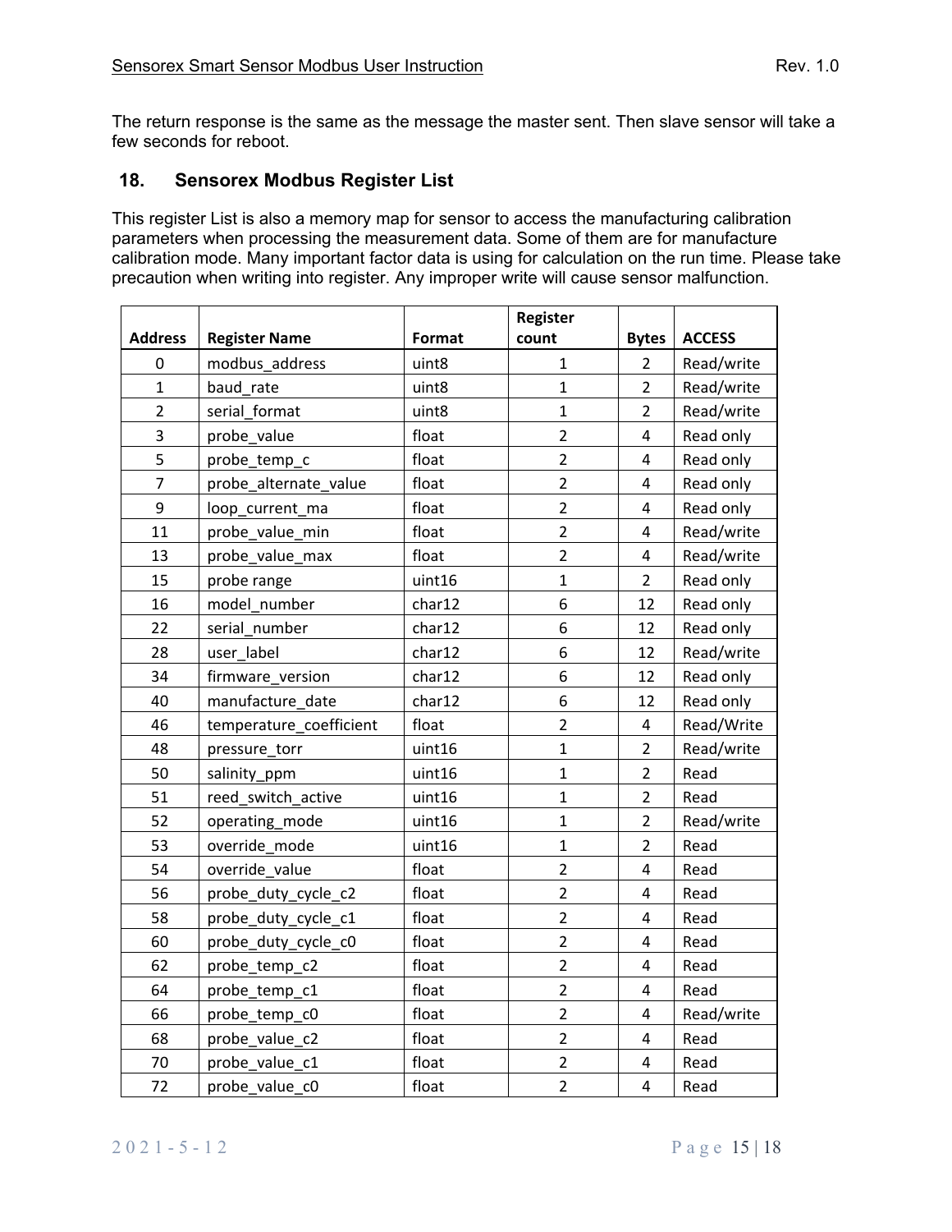The return response is the same as the message the master sent. Then slave sensor will take a few seconds for reboot.

## 18. Sensorex Modbus Register List

This register List is also a memory map for sensor to access the manufacturing calibration parameters when processing the measurement data. Some of them are for manufacture calibration mode. Many important factor data is using for calculation on the run time. Please take precaution when writing into register. Any improper write will cause sensor malfunction.

| Address | Register Name | Format | Register count | Bytes | ACCESS |
|---|---|---|---|---|---|
| 0 | modbus_address | uint8 | 1 | 2 | Read/write |
| 1 | baud_rate | uint8 | 1 | 2 | Read/write |
| 2 | serial_format | uint8 | 1 | 2 | Read/write |
| 3 | probe_value | float | 2 | 4 | Read only |
| 5 | probe_temp_c | float | 2 | 4 | Read only |
| 7 | probe_alternate_value | float | 2 | 4 | Read only |
| 9 | loop_current_ma | float | 2 | 4 | Read only |
| 11 | probe_value_min | float | 2 | 4 | Read/write |
| 13 | probe_value_max | float | 2 | 4 | Read/write |
| 15 | probe range | uint16 | 1 | 2 | Read only |
| 16 | model_number | char12 | 6 | 12 | Read only |
| 22 | serial_number | char12 | 6 | 12 | Read only |
| 28 | user_label | char12 | 6 | 12 | Read/write |
| 34 | firmware_version | char12 | 6 | 12 | Read only |
| 40 | manufacture_date | char12 | 6 | 12 | Read only |
| 46 | temperature_coefficient | float | 2 | 4 | Read/Write |
| 48 | pressure_torr | uint16 | 1 | 2 | Read/write |
| 50 | salinity_ppm | uint16 | 1 | 2 | Read |
| 51 | reed_switch_active | uint16 | 1 | 2 | Read |
| 52 | operating_mode | uint16 | 1 | 2 | Read/write |
| 53 | override_mode | uint16 | 1 | 2 | Read |
| 54 | override_value | float | 2 | 4 | Read |
| 56 | probe_duty_cycle_c2 | float | 2 | 4 | Read |
| 58 | probe_duty_cycle_c1 | float | 2 | 4 | Read |
| 60 | probe_duty_cycle_c0 | float | 2 | 4 | Read |
| 62 | probe_temp_c2 | float | 2 | 4 | Read |
| 64 | probe_temp_c1 | float | 2 | 4 | Read |
| 66 | probe_temp_c0 | float | 2 | 4 | Read/write |
| 68 | probe_value_c2 | float | 2 | 4 | Read |
| 70 | probe_value_c1 | float | 2 | 4 | Read |
| 72 | probe_value_c0 | float | 2 | 4 | Read |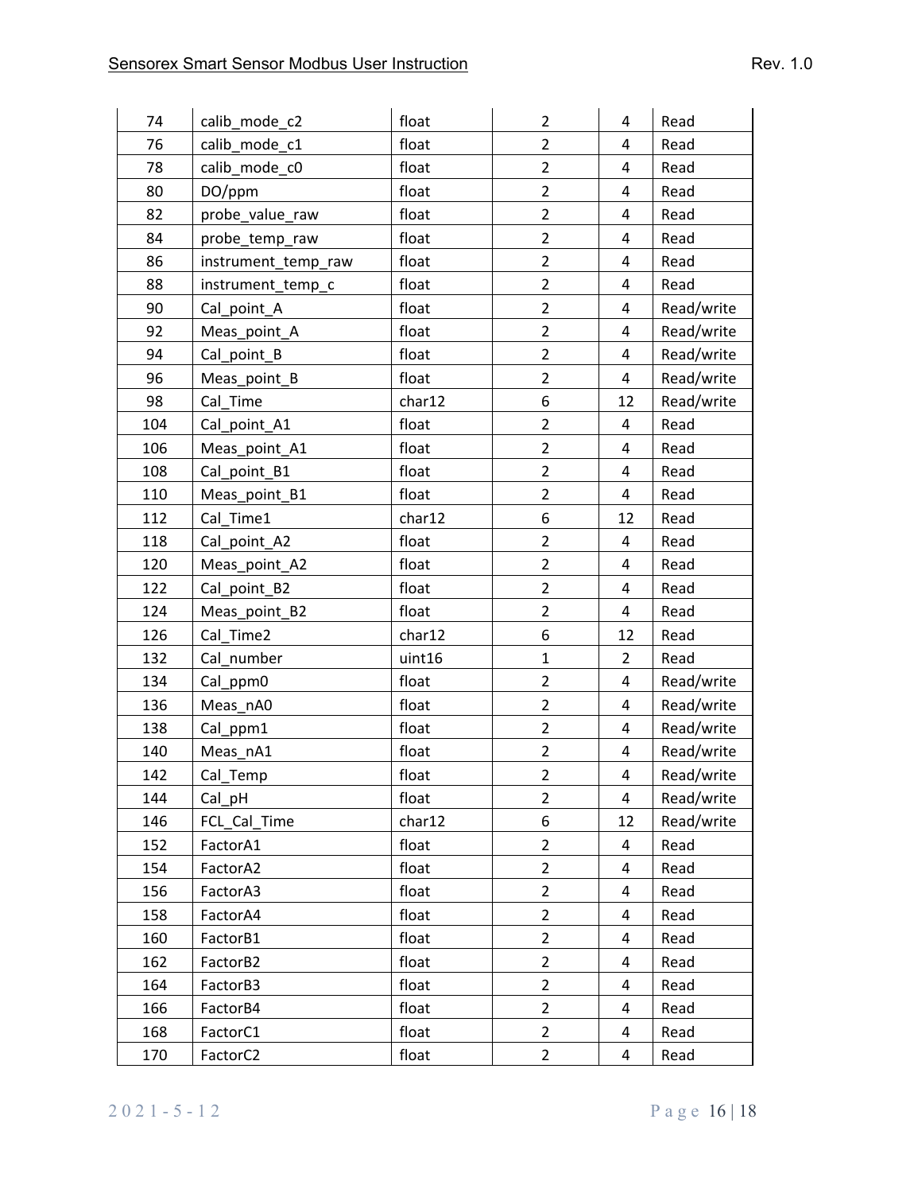| 74 | calib_mode_c2 | float | 2 | 4 | Read |
|---|---|---|---|---|---|
| 76 | calib_mode_c1 | float | 2 | 4 | Read |
| 78 | calib_mode_c0 | float | 2 | 4 | Read |
| 80 | DO/ppm | float | 2 | 4 | Read |
| 82 | probe_value_raw | float | 2 | 4 | Read |
| 84 | probe_temp_raw | float | 2 | 4 | Read |
| 86 | instrument_temp_raw | float | 2 | 4 | Read |
| 88 | instrument_temp_c | float | 2 | 4 | Read |
| 90 | Cal_point_A | float | 2 | 4 | Read/write |
| 92 | Meas_point_A | float | 2 | 4 | Read/write |
| 94 | Cal_point_B | float | 2 | 4 | Read/write |
| 96 | Meas_point_B | float | 2 | 4 | Read/write |
| 98 | Cal_Time | char12 | 6 | 12 | Read/write |
| 104 | Cal_point_A1 | float | 2 | 4 | Read |
| 106 | Meas_point_A1 | float | 2 | 4 | Read |
| 108 | Cal_point_B1 | float | 2 | 4 | Read |
| 110 | Meas_point_B1 | float | 2 | 4 | Read |
| 112 | Cal_Time1 | char12 | 6 | 12 | Read |
| 118 | Cal_point_A2 | float | 2 | 4 | Read |
| 120 | Meas_point_A2 | float | 2 | 4 | Read |
| 122 | Cal_point_B2 | float | 2 | 4 | Read |
| 124 | Meas_point_B2 | float | 2 | 4 | Read |
| 126 | Cal_Time2 | char12 | 6 | 12 | Read |
| 132 | Cal_number | uint16 | 1 | 2 | Read |
| 134 | Cal_ppm0 | float | 2 | 4 | Read/write |
| 136 | Meas_nA0 | float | 2 | 4 | Read/write |
| 138 | Cal_ppm1 | float | 2 | 4 | Read/write |
| 140 | Meas_nA1 | float | 2 | 4 | Read/write |
| 142 | Cal_Temp | float | 2 | 4 | Read/write |
| 144 | Cal_pH | float | 2 | 4 | Read/write |
| 146 | FCL_Cal_Time | char12 | 6 | 12 | Read/write |
| 152 | FactorA1 | float | 2 | 4 | Read |
| 154 | FactorA2 | float | 2 | 4 | Read |
| 156 | FactorA3 | float | 2 | 4 | Read |
| 158 | FactorA4 | float | 2 | 4 | Read |
| 160 | FactorB1 | float | 2 | 4 | Read |
| 162 | FactorB2 | float | 2 | 4 | Read |
| 164 | FactorB3 | float | 2 | 4 | Read |
| 166 | FactorB4 | float | 2 | 4 | Read |
| 168 | FactorC1 | float | 2 | 4 | Read |
| 170 | FactorC2 | float | 2 | 4 | Read |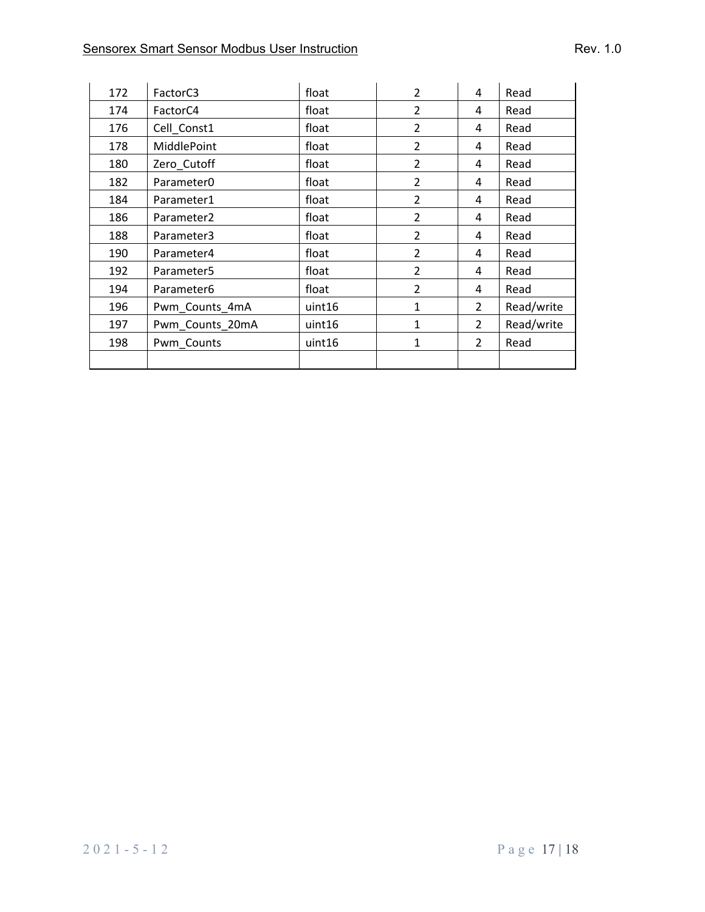| | | | | | |
|---|---|---|---|---|---|
| 172 | FactorC3 | float | 2 | 4 | Read |
| 174 | FactorC4 | float | 2 | 4 | Read |
| 176 | Cell_Const1 | float | 2 | 4 | Read |
| 178 | MiddlePoint | float | 2 | 4 | Read |
| 180 | Zero_Cutoff | float | 2 | 4 | Read |
| 182 | Parameter0 | float | 2 | 4 | Read |
| 184 | Parameter1 | float | 2 | 4 | Read |
| 186 | Parameter2 | float | 2 | 4 | Read |
| 188 | Parameter3 | float | 2 | 4 | Read |
| 190 | Parameter4 | float | 2 | 4 | Read |
| 192 | Parameter5 | float | 2 | 4 | Read |
| 194 | Parameter6 | float | 2 | 4 | Read |
| 196 | Pwm_Counts_4mA | uint16 | 1 | 2 | Read/write |
| 197 | Pwm_Counts_20mA | uint16 | 1 | 2 | Read/write |
| 198 | Pwm_Counts | uint16 | 1 | 2 | Read |
| | | | | | |